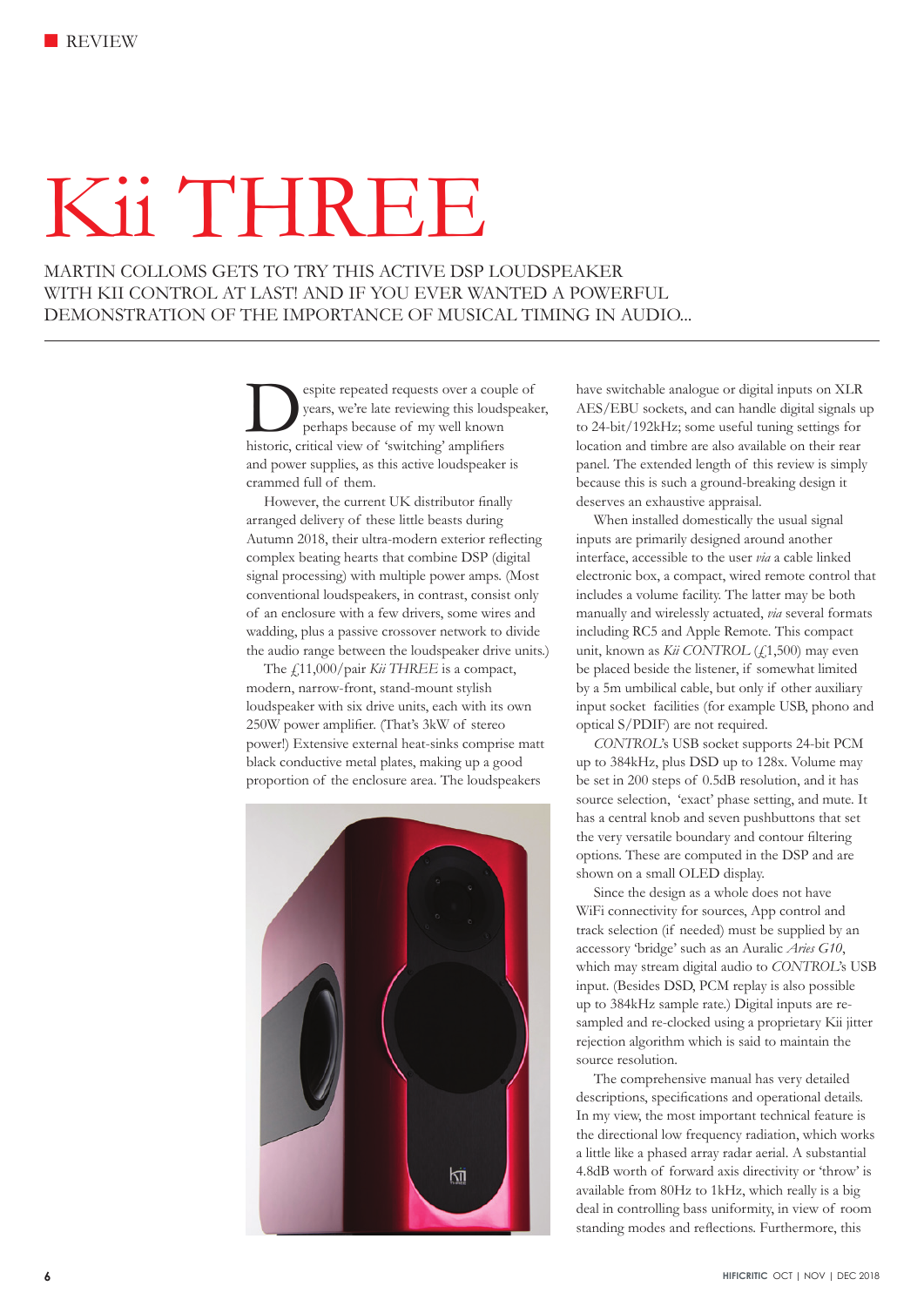# Kii THREE

MARTIN COLLOMS GETS TO TRY THIS ACTIVE DSP LOUDSPEAKER WITH KII CONTROL AT LAST! AND IF YOU EVER WANTED A POWERFUL DEMONSTRATION OF THE IMPORTANCE OF MUSICAL TIMING IN AUDIO...

Despite repeated requests over a couple of years, we're late reviewing this loudspeaker, perhaps because of my well known historic, critical view of 'switching' amplifiers and power supplies, as this active loudspeaker is crammed full of them.

However, the current UK distributor finally arranged delivery of these little beasts during Autumn 2018, their ultra-modern exterior reflecting complex beating hearts that combine DSP (digital signal processing) with multiple power amps. (Most conventional loudspeakers, in contrast, consist only of an enclosure with a few drivers, some wires and wadding, plus a passive crossover network to divide the audio range between the loudspeaker drive units.)

The £11,000/pair *Kii THREE* is a compact, modern, narrow-front, stand-mount stylish loudspeaker with six drive units, each with its own 250W power amplifier. (That's 3kW of stereo power!) Extensive external heat-sinks comprise matt black conductive metal plates, making up a good proportion of the enclosure area. The loudspeakers have switchable analogue or digital inputs on XLR AES/EBU sockets, and can handle digital signals up to 24-bit/192kHz; some useful tuning settings for location and timbre are also available on their rear panel. The extended length of this review is simply because this is such a ground-breaking design it deserves an exhaustive appraisal.

When installed domestically the usual signal inputs are primarily designed around another interface, accessible to the user *via* a cable linked electronic box, a compact, wired remote control that includes a volume facility. The latter may be both manually and wirelessly actuated, *via* several formats including RC5 and Apple Remote. This compact unit, known as *Kii CONTROL* (£1,500) may even be placed beside the listener, if somewhat limited by a 5m umbilical cable, but only if other auxiliary input socket facilities (for example USB, phono and optical S/PDIF) are not required.

*CONTROL*'s USB socket supports 24-bit PCM up to 384kHz, plus DSD up to 128x. Volume may be set in 200 steps of 0.5dB resolution, and it has source selection, 'exact' phase setting, and mute. It has a central knob and seven pushbuttons that set the very versatile boundary and contour filtering options. These are computed in the DSP and are shown on a small OLED display.

Since the design as a whole does not have WiFi connectivity for sources, App control and track selection (if needed) must be supplied by an accessory 'bridge' such as an Auralic *Aries G10*, which may stream digital audio to *CONTROL*'s USB input. (Besides DSD, PCM replay is also possible up to 384kHz sample rate.) Digital inputs are re-sampled and re-clocked using a proprietary Kii jitter rejection algorithm which is said to maintain the source resolution.

The comprehensive manual has very detailed descriptions, specifications and operational details. In my view, the most important technical feature is the directional low frequency radiation, which works a little like a phased array radar aerial. A substantial 4.8dB worth of forward axis directivity or 'throw' is available from 80Hz to 1kHz, which really is a big deal in controlling bass uniformity, in view of room standing modes and reflections. Furthermore, this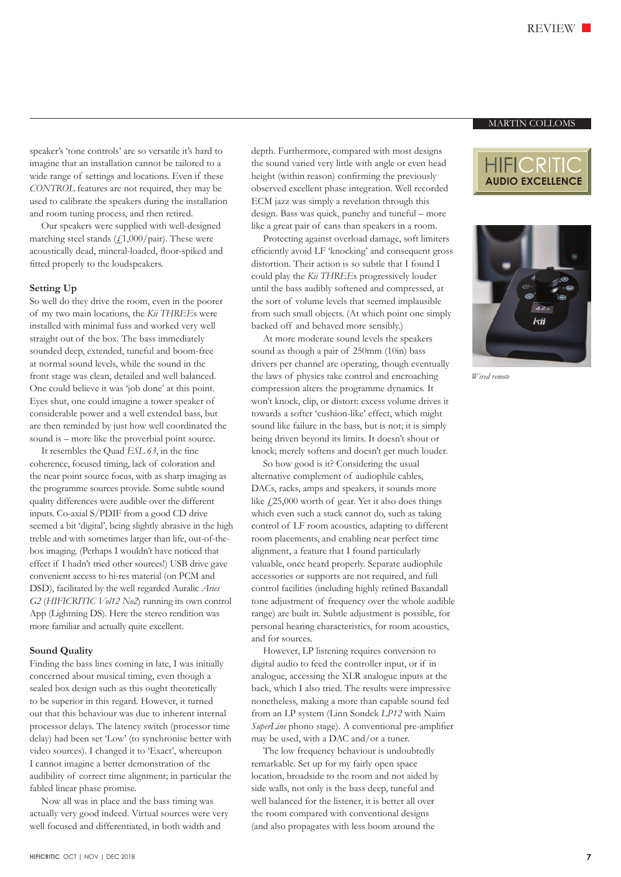speaker's 'tone controls' are so versatile it's hard to imagine that an installation cannot be tailored to a wide range of settings and locations. Even if these *CONTROL* features are not required, they may be used to calibrate the speakers during the installation and room tuning process, and then retired.

Our speakers were supplied with well-designed matching steel stands (£1,000/pair). These were acoustically dead, mineral-loaded, floor-spiked and fitted properly to the loudspeakers.

### Setting Up

So well do they drive the room, even in the poorer of my two main locations, the *Kii THREE*s were installed with minimal fuss and worked very well straight out of the box. The bass immediately sounded deep, extended, tuneful and boom-free at normal sound levels, while the sound in the front stage was clean, detailed and well balanced. One could believe it was 'job done' at this point. Eyes shut, one could imagine a tower speaker of considerable power and a well extended bass, but are then reminded by just how well coordinated the sound is – more like the proverbial point source.

It resembles the Quad *ESL 63*, in the fine coherence, focused timing, lack of coloration and the near point source focus, with as sharp imaging as the programme sources provide. Some subtle sound quality differences were audible over the different inputs. Co-axial S/PDIF from a good CD drive seemed a bit 'digital', being slightly abrasive in the high treble and with sometimes larger than life, out-of-the-box imaging. (Perhaps I wouldn't have noticed that effect if I hadn't tried other sources!) USB drive gave convenient access to hi-res material (on PCM and DSD), facilitated by the well regarded Auralic *Aries G2* (*HIFICRITIC Vol12 No2*) running its own control App (Lightning DS). Here the stereo rendition was more familiar and actually quite excellent.

### Sound Quality

Finding the bass lines coming in late, I was initially concerned about musical timing, even though a sealed box design such as this ought theoretically to be superior in this regard. However, it turned out that this behaviour was due to inherent internal processor delays. The latency switch (processor time delay) had been set 'Low' (to synchronise better with video sources). I changed it to 'Exact', whereupon I cannot imagine a better demonstration of the audibility of correct time alignment; in particular the fabled linear phase promise.

Now all was in place and the bass timing was actually very good indeed. Virtual sources were very well focused and differentiated, in both width and depth. Furthermore, compared with most designs the sound varied very little with angle or even head height (within reason) confirming the previously observed excellent phase integration. Well recorded ECM jazz was simply a revelation through this design. Bass was quick, punchy and tuneful – more like a great pair of cans than speakers in a room.

Protecting against overload damage, soft limiters efficiently avoid LF 'knocking' and consequent gross distortion. Their action is so subtle that I found I could play the *Kii THREE*s progressively louder until the bass audibly softened and compressed, at the sort of volume levels that seemed implausible from such small objects. (At which point one simply backed off and behaved more sensibly.)

At more moderate sound levels the speakers sound as though a pair of 250mm (10in) bass drivers per channel are operating, though eventually the laws of physics take control and encroaching compression alters the programme dynamics. It won't knock, clip, or distort: excess volume drives it towards a softer 'cushion-like' effect, which might sound like failure in the bass, but is not; it is simply being driven beyond its limits. It doesn't shout or knock; merely softens and doesn't get much louder.

So how good is it? Considering the usual alternative complement of audiophile cables, DACs, racks, amps and speakers, it sounds more like £25,000 worth of gear. Yet it also does things which even such a stack cannot do, such as taking control of LF room acoustics, adapting to different room placements, and enabling near perfect time alignment, a feature that I found particularly valuable, once heard properly. Separate audiophile accessories or supports are not required, and full control facilities (including highly refined Baxandall tone adjustment of frequency over the whole audible range) are built in. Subtle adjustment is possible, for personal hearing characteristics, for room acoustics, and for sources.

However, LP listening requires conversion to digital audio to feed the controller input, or if in analogue, accessing the XLR analogue inputs at the back, which I also tried. The results were impressive nonetheless, making a more than capable sound fed from an LP system (Linn Sondek *LP12* with Naim *SuperLine* phono stage). A conventional pre-amplifier may be used, with a DAC and/or a tuner.

The low frequency behaviour is undoubtedly remarkable. Set up for my fairly open space location, broadside to the room and not aided by side walls, not only is the bass deep, tuneful and well balanced for the listener, it is better all over the room compared with conventional designs (and also propagates with less boom around the

*Wired remote*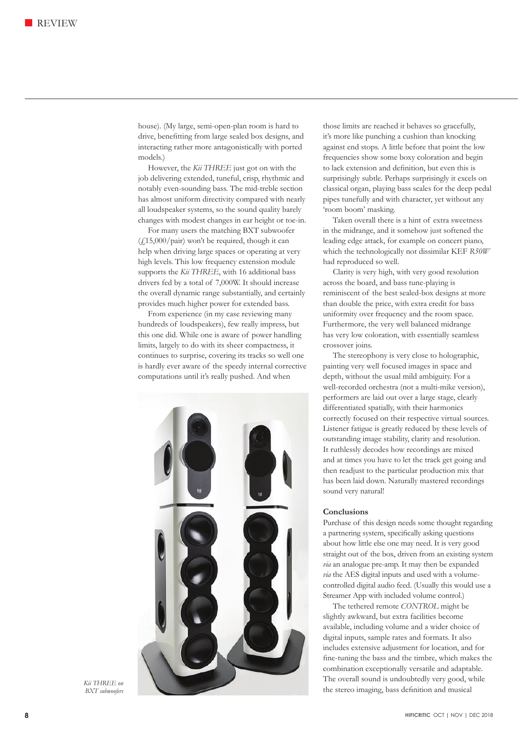house). (My large, semi-open-plan room is hard to drive, benefitting from large sealed box designs, and interacting rather more antagonistically with ported models.)

However, the *Kii THREE* just got on with the job delivering extended, tuneful, crisp, rhythmic and notably even-sounding bass. The mid-treble section has almost uniform directivity compared with nearly all loudspeaker systems, so the sound quality barely changes with modest changes in ear height or toe-in.

For many users the matching BXT subwoofer (£15,000/pair) won't be required, though it can help when driving large spaces or operating at very high levels. This low frequency extension module supports the *Kii THREE*, with 16 additional bass drivers fed by a total of 7,000W. It should increase the overall dynamic range substantially, and certainly provides much higher power for extended bass.

From experience (in my case reviewing many hundreds of loudspeakers), few really impress, but this one did. While one is aware of power handling limits, largely to do with its sheer compactness, it continues to surprise, covering its tracks so well one is hardly ever aware of the speedy internal corrective computations until it's really pushed. And when those limits are reached it behaves so gracefully, it's more like punching a cushion than knocking against end stops. A little before that point the low frequencies show some boxy coloration and begin to lack extension and definition, but even this is surprisingly subtle. Perhaps surprisingly it excels on classical organ, playing bass scales for the deep pedal pipes tunefully and with character, yet without any 'room boom' masking.

*Kii THREE on BXT subwoofers*

Taken overall there is a hint of extra sweetness in the midrange, and it somehow just softened the leading edge attack, for example on concert piano, which the technologically not dissimilar KEF *R50W* had reproduced so well.

Clarity is very high, with very good resolution across the board, and bass tune-playing is reminiscent of the best sealed-box designs at more than double the price, with extra credit for bass uniformity over frequency and the room space. Furthermore, the very well balanced midrange has very low coloration, with essentially seamless crossover joins.

The stereophony is very close to holographic, painting very well focused images in space and depth, without the usual mild ambiguity. For a well-recorded orchestra (not a multi-mike version), performers are laid out over a large stage, clearly differentiated spatially, with their harmonics correctly focused on their respective virtual sources. Listener fatigue is greatly reduced by these levels of outstanding image stability, clarity and resolution. It ruthlessly decodes how recordings are mixed and at times you have to let the track get going and then readjust to the particular production mix that has been laid down. Naturally mastered recordings sound very natural!

## Conclusions

Purchase of this design needs some thought regarding a partnering system, specifically asking questions about how little else one may need. It is very good straight out of the box, driven from an existing system *via* an analogue pre-amp. It may then be expanded *via* the AES digital inputs and used with a volume-controlled digital audio feed. (Usually this would use a Streamer App with included volume control.)

The tethered remote *CONTROL* might be slightly awkward, but extra facilities become available, including volume and a wider choice of digital inputs, sample rates and formats. It also includes extensive adjustment for location, and for fine-tuning the bass and the timbre, which makes the combination exceptionally versatile and adaptable. The overall sound is undoubtedly very good, while the stereo imaging, bass definition and musical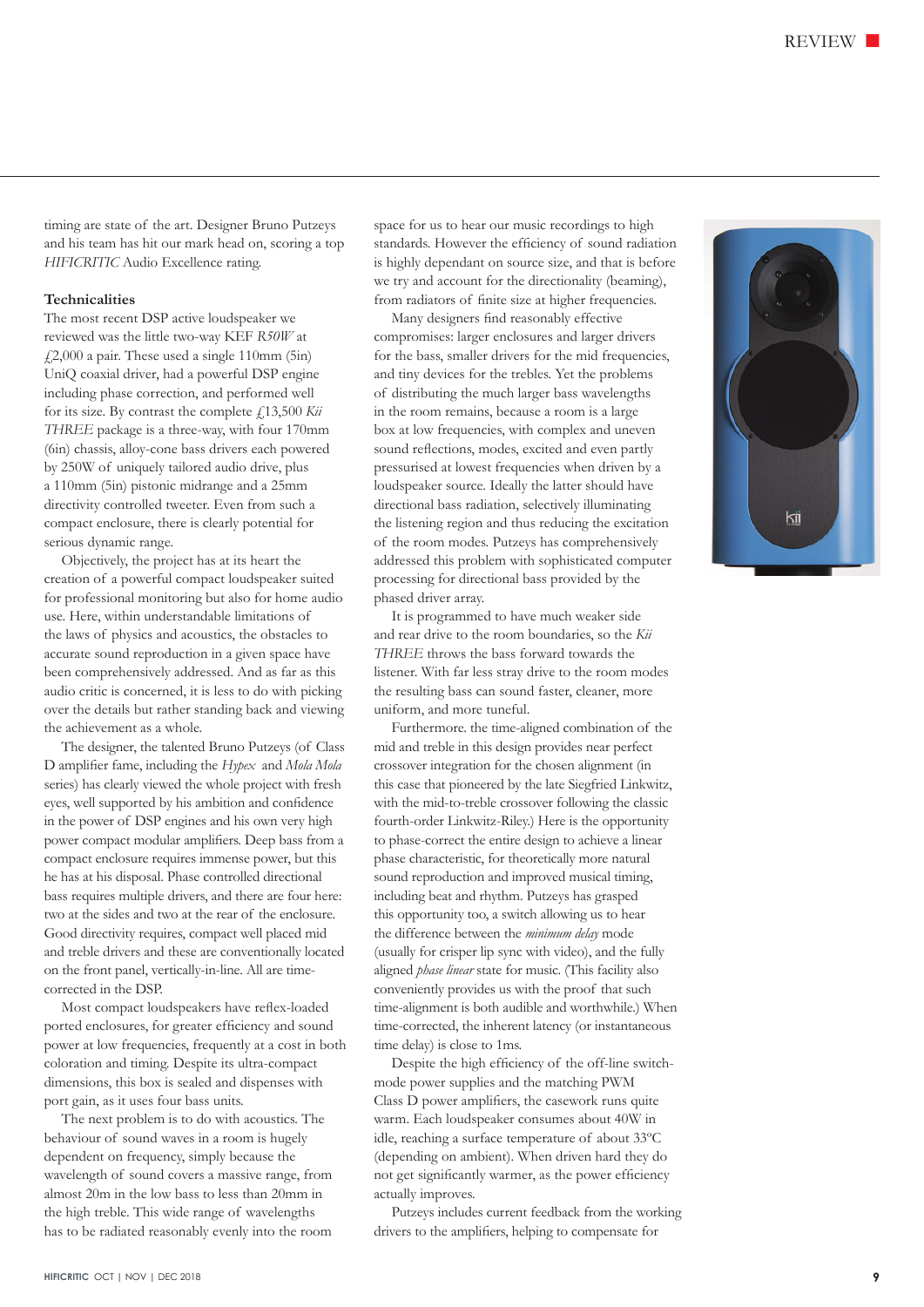timing are state of the art. Designer Bruno Putzeys and his team has hit our mark head on, scoring a top *HIFICRITIC* Audio Excellence rating.

### Technicalities

The most recent DSP active loudspeaker we reviewed was the little two-way KEF *R50W* at £2,000 a pair. These used a single 110mm (5in) UniQ coaxial driver, had a powerful DSP engine including phase correction, and performed well for its size. By contrast the complete £13,500 *Kii THREE* package is a three-way, with four 170mm (6in) chassis, alloy-cone bass drivers each powered by 250W of uniquely tailored audio drive, plus a 110mm (5in) pistonic midrange and a 25mm directivity controlled tweeter. Even from such a compact enclosure, there is clearly potential for serious dynamic range.

Objectively, the project has at its heart the creation of a powerful compact loudspeaker suited for professional monitoring but also for home audio use. Here, within understandable limitations of the laws of physics and acoustics, the obstacles to accurate sound reproduction in a given space have been comprehensively addressed. And as far as this audio critic is concerned, it is less to do with picking over the details but rather standing back and viewing the achievement as a whole.

The designer, the talented Bruno Putzeys (of Class D amplifier fame, including the *Hypex* and *Mola Mola* series) has clearly viewed the whole project with fresh eyes, well supported by his ambition and confidence in the power of DSP engines and his own very high power compact modular amplifiers. Deep bass from a compact enclosure requires immense power, but this he has at his disposal. Phase controlled directional bass requires multiple drivers, and there are four here: two at the sides and two at the rear of the enclosure. Good directivity requires, compact well placed mid and treble drivers and these are conventionally located on the front panel, vertically-in-line. All are time-corrected in the DSP.

Most compact loudspeakers have reflex-loaded ported enclosures, for greater efficiency and sound power at low frequencies, frequently at a cost in both coloration and timing. Despite its ultra-compact dimensions, this box is sealed and dispenses with port gain, as it uses four bass units.

The next problem is to do with acoustics. The behaviour of sound waves in a room is hugely dependent on frequency, simply because the wavelength of sound covers a massive range, from almost 20m in the low bass to less than 20mm in the high treble. This wide range of wavelengths has to be radiated reasonably evenly into the room space for us to hear our music recordings to high standards. However the efficiency of sound radiation is highly dependant on source size, and that is before we try and account for the directionality (beaming), from radiators of finite size at higher frequencies.

Many designers find reasonably effective compromises: larger enclosures and larger drivers for the bass, smaller drivers for the mid frequencies, and tiny devices for the trebles. Yet the problems of distributing the much larger bass wavelengths in the room remains, because a room is a large box at low frequencies, with complex and uneven sound reflections, modes, excited and even partly pressurised at lowest frequencies when driven by a loudspeaker source. Ideally the latter should have directional bass radiation, selectively illuminating the listening region and thus reducing the excitation of the room modes. Putzeys has comprehensively addressed this problem with sophisticated computer processing for directional bass provided by the phased driver array.

It is programmed to have much weaker side and rear drive to the room boundaries, so the *Kii THREE* throws the bass forward towards the listener. With far less stray drive to the room modes the resulting bass can sound faster, cleaner, more uniform, and more tuneful.

Furthermore. the time-aligned combination of the mid and treble in this design provides near perfect crossover integration for the chosen alignment (in this case that pioneered by the late Siegfried Linkwitz, with the mid-to-treble crossover following the classic fourth-order Linkwitz-Riley.) Here is the opportunity to phase-correct the entire design to achieve a linear phase characteristic, for theoretically more natural sound reproduction and improved musical timing, including beat and rhythm. Putzeys has grasped this opportunity too, a switch allowing us to hear the difference between the *minimum delay* mode (usually for crisper lip sync with video), and the fully aligned *phase linear* state for music. (This facility also conveniently provides us with the proof that such time-alignment is both audible and worthwhile.) When time-corrected, the inherent latency (or instantaneous time delay) is close to 1ms.

Despite the high efficiency of the off-line switch-mode power supplies and the matching PWM Class D power amplifiers, the casework runs quite warm. Each loudspeaker consumes about 40W in idle, reaching a surface temperature of about 33ºC (depending on ambient). When driven hard they do not get significantly warmer, as the power efficiency actually improves.

Putzeys includes current feedback from the working drivers to the amplifiers, helping to compensate for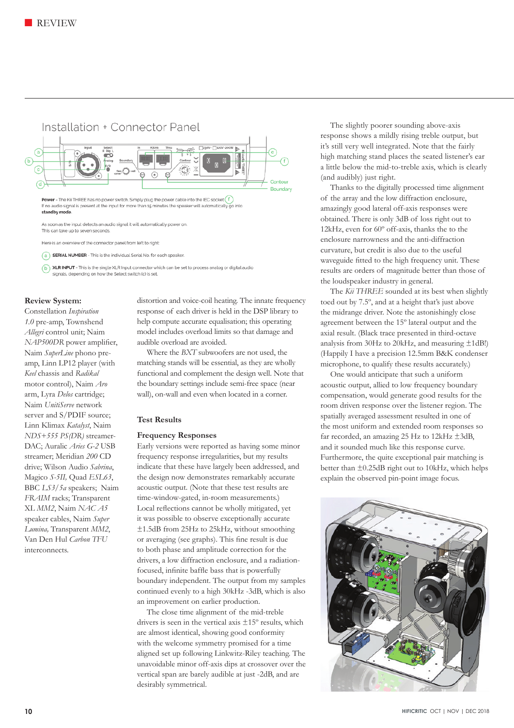## Installation + Connector Panel

**Power** - The Kii THREE has no power switch. Simply plug the power cable into the IEC socket (f)
If no audio signal is present at the input for more than 15 minutes the speaker will automatically go into **standby mode**.

As soon as the input detects an audio signal it will automatically power on.
This can take up to seven seconds.

Here is an overview of the connector panel from left to right:

(a) **SERIAL NUMBER** - This is the individual Serial No. for each speaker.

(b) **XLR INPUT** - This is the single XLR Input connector which can be set to process analog or digital audio signals, depending on how the Select switch (c) is set.

**Review System:**
Constellation *Inspiration 1.0* pre-amp, Townshend *Allegri* control unit; Naim *NAP500DR* power amplifier, Naim *SuperLine* phono pre-amp, Linn LP12 player (with *Keel* chassis and *Radikal* motor control), Naim *Aro* arm, Lyra *Delos* cartridge; Naim *UnitiServe* network server and S/PDIF source; Linn Klimax *Katalyst*, Naim *NDS+555 PS(DR)* streamer-DAC; Auralic *Aries G-2* USB streamer; Meridian *200* CD drive; Wilson Audio *Sabrina*, Magico *S-5II*, Quad *ESL63*, BBC *LS3/5a* speakers; Naim *FRAIM* racks; Transparent XL *MM2*, Naim *NAC A5* speaker cables, Naim *Super Lumina*, Transparent *MM2*, Van Den Hul *Carbon TFU* interconnects.

distortion and voice-coil heating. The innate frequency response of each driver is held in the DSP library to help compute accurate equalisation; this operating model includes overload limits so that damage and audible overload are avoided.

Where the *BXT* subwoofers are not used, the matching stands will be essential, as they are wholly functional and complement the design well. Note that the boundary settings include semi-free space (near wall), on-wall and even when located in a corner.

### Test Results

#### Frequency Responses

Early versions were reported as having some minor frequency response irregularities, but my results indicate that these have largely been addressed, and the design now demonstrates remarkably accurate acoustic output. (Note that these test results are time-window-gated, in-room measurements.) Local reflections cannot be wholly mitigated, yet it was possible to observe exceptionally accurate ±1.5dB from 25Hz to 25kHz, without smoothing or averaging (see graphs). This fine result is due to both phase and amplitude correction for the drivers, a low diffraction enclosure, and a radiation-focused, infinite baffle bass that is powerfully boundary independent. The output from my samples continued evenly to a high 30kHz -3dB, which is also an improvement on earlier production.

The close time alignment of the mid-treble drivers is seen in the vertical axis ±15º results, which are almost identical, showing good conformity with the welcome symmetry promised for a time aligned set up following Linkwitz-Riley teaching. The unavoidable minor off-axis dips at crossover over the vertical span are barely audible at just -2dB, and are desirably symmetrical.

The slightly poorer sounding above-axis response shows a mildly rising treble output, but it's still very well integrated. Note that the fairly high matching stand places the seated listener's ear a little below the mid-to-treble axis, which is clearly (and audibly) just right.

Thanks to the digitally processed time alignment of the array and the low diffraction enclosure, amazingly good lateral off-axis responses were obtained. There is only 3dB of loss right out to 12kHz, even for 60º off-axis, thanks the to the enclosure narrowness and the anti-diffraction curvature, but credit is also due to the useful waveguide fitted to the high frequency unit. These results are orders of magnitude better than those of the loudspeaker industry in general.

The *Kii THREE* sounded at its best when slightly toed out by 7.5º, and at a height that's just above the midrange driver. Note the astonishingly close agreement between the 15º lateral output and the axial result. (Black trace presented in third-octave analysis from 30Hz to 20kHz, and measuring ±1dB!) (Happily I have a precision 12.5mm B&K condenser microphone, to qualify these results accurately.)

One would anticipate that such a uniform acoustic output, allied to low frequency boundary compensation, would generate good results for the room driven response over the listener region. The spatially averaged assessment resulted in one of the most uniform and extended room responses so far recorded, an amazing 25 Hz to 12kHz ±3dB, and it sounded much like this response curve. Furthermore, the quite exceptional pair matching is better than ±0.25dB right out to 10kHz, which helps explain the observed pin-point image focus.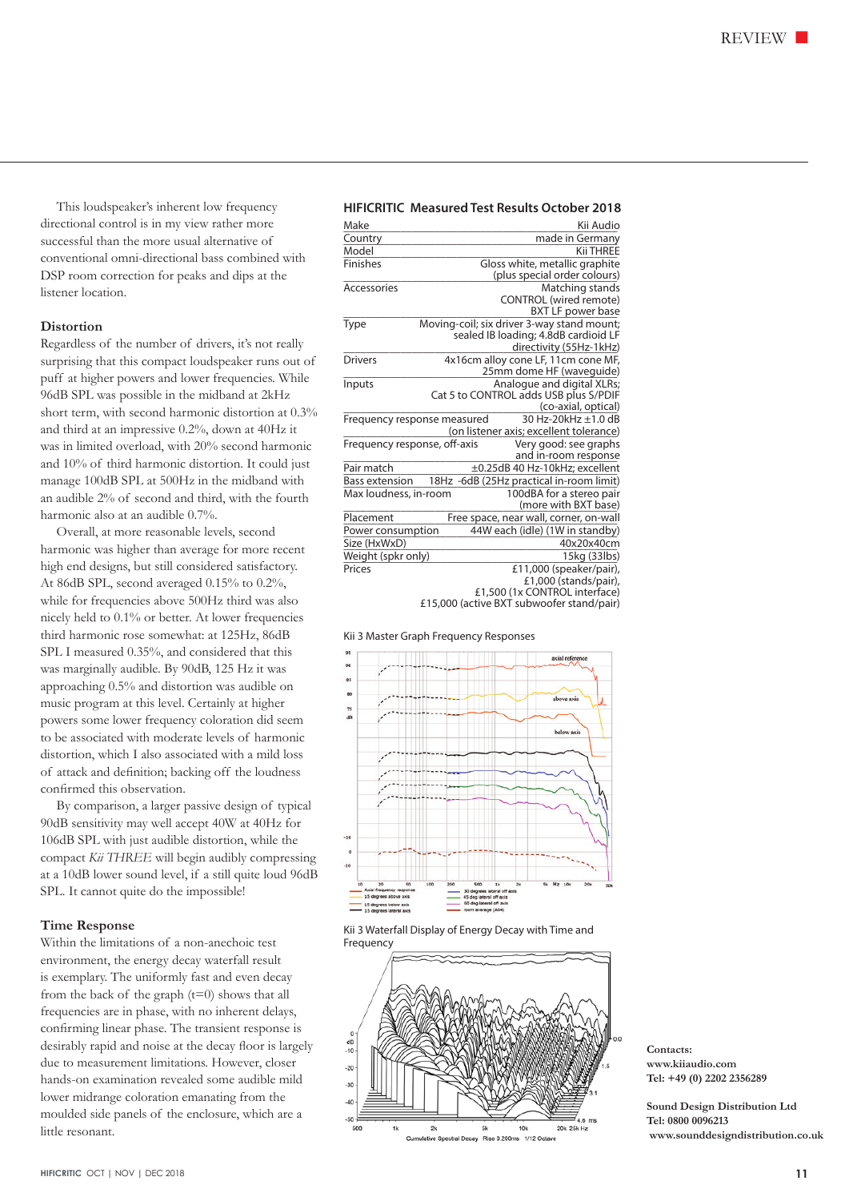This loudspeaker's inherent low frequency directional control is in my view rather more successful than the more usual alternative of conventional omni-directional bass combined with DSP room correction for peaks and dips at the listener location.

### Distortion

Regardless of the number of drivers, it's not really surprising that this compact loudspeaker runs out of puff at higher powers and lower frequencies. While 96dB SPL was possible in the midband at 2kHz short term, with second harmonic distortion at 0.3% and third at an impressive 0.2%, down at 40Hz it was in limited overload, with 20% second harmonic and 10% of third harmonic distortion. It could just manage 100dB SPL at 500Hz in the midband with an audible 2% of second and third, with the fourth harmonic also at an audible 0.7%.

Overall, at more reasonable levels, second harmonic was higher than average for more recent high end designs, but still considered satisfactory. At 86dB SPL, second averaged 0.15% to 0.2%, while for frequencies above 500Hz third was also nicely held to 0.1% or better. At lower frequencies third harmonic rose somewhat: at 125Hz, 86dB SPL I measured 0.35%, and considered that this was marginally audible. By 90dB, 125 Hz it was approaching 0.5% and distortion was audible on music program at this level. Certainly at higher powers some lower frequency coloration did seem to be associated with moderate levels of harmonic distortion, which I also associated with a mild loss of attack and definition; backing off the loudness confirmed this observation.

By comparison, a larger passive design of typical 90dB sensitivity may well accept 40W at 40Hz for 106dB SPL with just audible distortion, while the compact *Kii THREE* will begin audibly compressing at a 10dB lower sound level, if a still quite loud 96dB SPL. It cannot quite do the impossible!

### Time Response

Within the limitations of a non-anechoic test environment, the energy decay waterfall result is exemplary. The uniformly fast and even decay from the back of the graph (t=0) shows that all frequencies are in phase, with no inherent delays, confirming linear phase. The transient response is desirably rapid and noise at the decay floor is largely due to measurement limitations. However, closer hands-on examination revealed some audible mild lower midrange coloration emanating from the moulded side panels of the enclosure, which are a little resonant.

**HIFICRITIC Measured Test Results October 2018**

| | |
|---|---|
| Make | Kii Audio |
| Country | made in Germany |
| Model | Kii THREE |
| Finishes | Gloss white, metallic graphite (plus special order colours) |
| Accessories | Matching stands CONTROL (wired remote) BXT LF power base |
| Type | Moving-coil; six driver 3-way stand mount; sealed IB loading; 4.8dB cardioid LF directivity (55Hz-1kHz) |
| Drivers | 4x16cm alloy cone LF, 11cm cone MF, 25mm dome HF (waveguide) |
| Inputs | Analogue and digital XLRs; Cat 5 to CONTROL adds USB plus S/PDIF (co-axial, optical) |
| Frequency response measured | 30 Hz-20kHz ±1.0 dB (on listener axis; excellent tolerance) |
| Frequency response, off-axis | Very good: see graphs and in-room response |
| Pair match | ±0.25dB 40 Hz-10kHz; excellent |
| Bass extension | 18Hz -6dB (25Hz practical in-room limit) |
| Max loudness, in-room | 100dBA for a stereo pair (more with BXT base) |
| Placement | Free space, near wall, corner, on-wall |
| Power consumption | 44W each (idle) (1W in standby) |
| Size (HxWxD) | 40x20x40cm |
| Weight (spkr only) | 15kg (33lbs) |
| Prices | £11,000 (speaker/pair), £1,000 (stands/pair), £1,500 (1x CONTROL interface) £15,000 (active BXT subwoofer stand/pair) |

Kii 3 Master Graph Frequency Responses

axial reference
above axis
below axis

Axial frequency response
15 degrees above axis
15 degrees below axis
15 degrees lateral axis
30 degrees lateral off axis
45 deg lateral off axis
60 deg lateral off axis
room average (A64)

Kii 3 Waterfall Display of Energy Decay with Time and Frequency

Cumulative Spectral Decay Rise 0.260ms 1/12 Octave

**Contacts:**
**www.kiiaudio.com**
**Tel: +49 (0) 2202 2356289**

**Sound Design Distribution Ltd**
**Tel: 0800 0096213**
**www.sounddesigndistribution.co.uk**